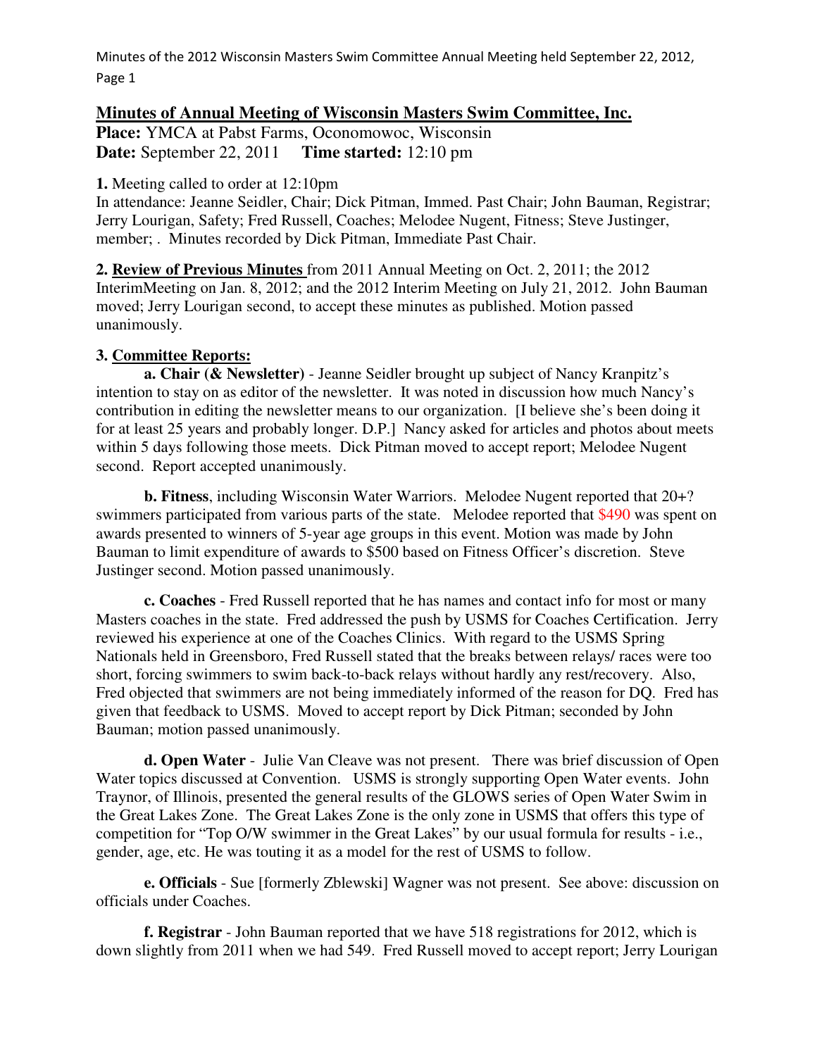**Minutes of Annual Meeting of Wisconsin Masters Swim Committee, Inc.**
**Place:** YMCA at Pabst Farms, Oconomowoc, Wisconsin
**Date:** September 22, 2011 **Time started:** 12:10 pm

**1.** Meeting called to order at 12:10pm
In attendance: Jeanne Seidler, Chair; Dick Pitman, Immed. Past Chair; John Bauman, Registrar; Jerry Lourigan, Safety; Fred Russell, Coaches; Melodee Nugent, Fitness; Steve Justinger, member; . Minutes recorded by Dick Pitman, Immediate Past Chair.

**2. Review of Previous Minutes** from 2011 Annual Meeting on Oct. 2, 2011; the 2012 InterimMeeting on Jan. 8, 2012; and the 2012 Interim Meeting on July 21, 2012. John Bauman moved; Jerry Lourigan second, to accept these minutes as published. Motion passed unanimously.

**3. Committee Reports:**

**a. Chair (& Newsletter)** - Jeanne Seidler brought up subject of Nancy Kranpitz's intention to stay on as editor of the newsletter. It was noted in discussion how much Nancy's contribution in editing the newsletter means to our organization. [I believe she's been doing it for at least 25 years and probably longer. D.P.] Nancy asked for articles and photos about meets within 5 days following those meets. Dick Pitman moved to accept report; Melodee Nugent second. Report accepted unanimously.

**b. Fitness**, including Wisconsin Water Warriors. Melodee Nugent reported that 20+? swimmers participated from various parts of the state. Melodee reported that $490 was spent on awards presented to winners of 5-year age groups in this event. Motion was made by John Bauman to limit expenditure of awards to $500 based on Fitness Officer's discretion. Steve Justinger second. Motion passed unanimously.

**c. Coaches** - Fred Russell reported that he has names and contact info for most or many Masters coaches in the state. Fred addressed the push by USMS for Coaches Certification. Jerry reviewed his experience at one of the Coaches Clinics. With regard to the USMS Spring Nationals held in Greensboro, Fred Russell stated that the breaks between relays/ races were too short, forcing swimmers to swim back-to-back relays without hardly any rest/recovery. Also, Fred objected that swimmers are not being immediately informed of the reason for DQ. Fred has given that feedback to USMS. Moved to accept report by Dick Pitman; seconded by John Bauman; motion passed unanimously.

**d. Open Water** - Julie Van Cleave was not present. There was brief discussion of Open Water topics discussed at Convention. USMS is strongly supporting Open Water events. John Traynor, of Illinois, presented the general results of the GLOWS series of Open Water Swim in the Great Lakes Zone. The Great Lakes Zone is the only zone in USMS that offers this type of competition for "Top O/W swimmer in the Great Lakes" by our usual formula for results - i.e., gender, age, etc. He was touting it as a model for the rest of USMS to follow.

**e. Officials** - Sue [formerly Zblewski] Wagner was not present. See above: discussion on officials under Coaches.

**f. Registrar** - John Bauman reported that we have 518 registrations for 2012, which is down slightly from 2011 when we had 549. Fred Russell moved to accept report; Jerry Lourigan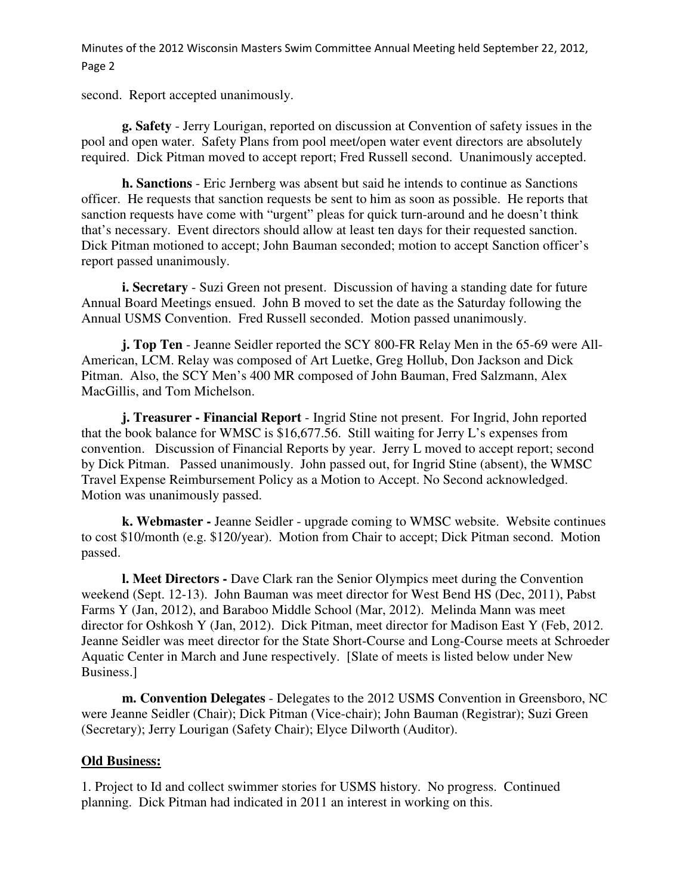second. Report accepted unanimously.

**g. Safety** - Jerry Lourigan, reported on discussion at Convention of safety issues in the pool and open water. Safety Plans from pool meet/open water event directors are absolutely required. Dick Pitman moved to accept report; Fred Russell second. Unanimously accepted.

**h. Sanctions** - Eric Jernberg was absent but said he intends to continue as Sanctions officer. He requests that sanction requests be sent to him as soon as possible. He reports that sanction requests have come with "urgent" pleas for quick turn-around and he doesn't think that's necessary. Event directors should allow at least ten days for their requested sanction. Dick Pitman motioned to accept; John Bauman seconded; motion to accept Sanction officer's report passed unanimously.

**i. Secretary** - Suzi Green not present. Discussion of having a standing date for future Annual Board Meetings ensued. John B moved to set the date as the Saturday following the Annual USMS Convention. Fred Russell seconded. Motion passed unanimously.

**j. Top Ten** - Jeanne Seidler reported the SCY 800-FR Relay Men in the 65-69 were All-American, LCM. Relay was composed of Art Luetke, Greg Hollub, Don Jackson and Dick Pitman. Also, the SCY Men's 400 MR composed of John Bauman, Fred Salzmann, Alex MacGillis, and Tom Michelson.

**j. Treasurer - Financial Report** - Ingrid Stine not present. For Ingrid, John reported that the book balance for WMSC is $16,677.56. Still waiting for Jerry L's expenses from convention. Discussion of Financial Reports by year. Jerry L moved to accept report; second by Dick Pitman. Passed unanimously. John passed out, for Ingrid Stine (absent), the WMSC Travel Expense Reimbursement Policy as a Motion to Accept. No Second acknowledged. Motion was unanimously passed.

**k. Webmaster -** Jeanne Seidler - upgrade coming to WMSC website. Website continues to cost $10/month (e.g. $120/year). Motion from Chair to accept; Dick Pitman second. Motion passed.

**l. Meet Directors -** Dave Clark ran the Senior Olympics meet during the Convention weekend (Sept. 12-13). John Bauman was meet director for West Bend HS (Dec, 2011), Pabst Farms Y (Jan, 2012), and Baraboo Middle School (Mar, 2012). Melinda Mann was meet director for Oshkosh Y (Jan, 2012). Dick Pitman, meet director for Madison East Y (Feb, 2012. Jeanne Seidler was meet director for the State Short-Course and Long-Course meets at Schroeder Aquatic Center in March and June respectively. [Slate of meets is listed below under New Business.]

**m. Convention Delegates** - Delegates to the 2012 USMS Convention in Greensboro, NC were Jeanne Seidler (Chair); Dick Pitman (Vice-chair); John Bauman (Registrar); Suzi Green (Secretary); Jerry Lourigan (Safety Chair); Elyce Dilworth (Auditor).

**Old Business:**

1. Project to Id and collect swimmer stories for USMS history. No progress. Continued planning. Dick Pitman had indicated in 2011 an interest in working on this.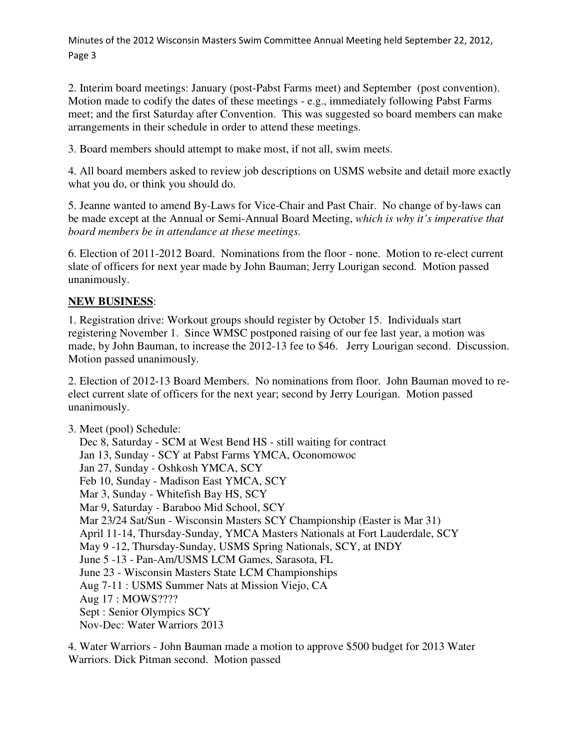2. Interim board meetings: January (post-Pabst Farms meet) and September (post convention). Motion made to codify the dates of these meetings - e.g., immediately following Pabst Farms meet; and the first Saturday after Convention. This was suggested so board members can make arrangements in their schedule in order to attend these meetings.

3. Board members should attempt to make most, if not all, swim meets.

4. All board members asked to review job descriptions on USMS website and detail more exactly what you do, or think you should do.

5. Jeanne wanted to amend By-Laws for Vice-Chair and Past Chair. No change of by-laws can be made except at the Annual or Semi-Annual Board Meeting, *which is why it's imperative that board members be in attendance at these meetings.*

6. Election of 2011-2012 Board. Nominations from the floor - none. Motion to re-elect current slate of officers for next year made by John Bauman; Jerry Lourigan second. Motion passed unanimously.

**NEW BUSINESS**:

1. Registration drive: Workout groups should register by October 15. Individuals start registering November 1. Since WMSC postponed raising of our fee last year, a motion was made, by John Bauman, to increase the 2012-13 fee to $46. Jerry Lourigan second. Discussion. Motion passed unanimously.

2. Election of 2012-13 Board Members. No nominations from floor. John Bauman moved to re-elect current slate of officers for the next year; second by Jerry Lourigan. Motion passed unanimously.

3. Meet (pool) Schedule:
   Dec 8, Saturday - SCM at West Bend HS - still waiting for contract
   Jan 13, Sunday - SCY at Pabst Farms YMCA, Oconomowoc
   Jan 27, Sunday - Oshkosh YMCA, SCY
   Feb 10, Sunday - Madison East YMCA, SCY
   Mar 3, Sunday - Whitefish Bay HS, SCY
   Mar 9, Saturday - Baraboo Mid School, SCY
   Mar 23/24 Sat/Sun - Wisconsin Masters SCY Championship (Easter is Mar 31)
   April 11-14, Thursday-Sunday, YMCA Masters Nationals at Fort Lauderdale, SCY
   May 9 -12, Thursday-Sunday, USMS Spring Nationals, SCY, at INDY
   June 5 -13 - Pan-Am/USMS LCM Games, Sarasota, FL
   June 23 - Wisconsin Masters State LCM Championships
   Aug 7-11 : USMS Summer Nats at Mission Viejo, CA
   Aug 17 : MOWS????
   Sept : Senior Olympics SCY
   Nov-Dec: Water Warriors 2013

4. Water Warriors - John Bauman made a motion to approve $500 budget for 2013 Water Warriors. Dick Pitman second. Motion passed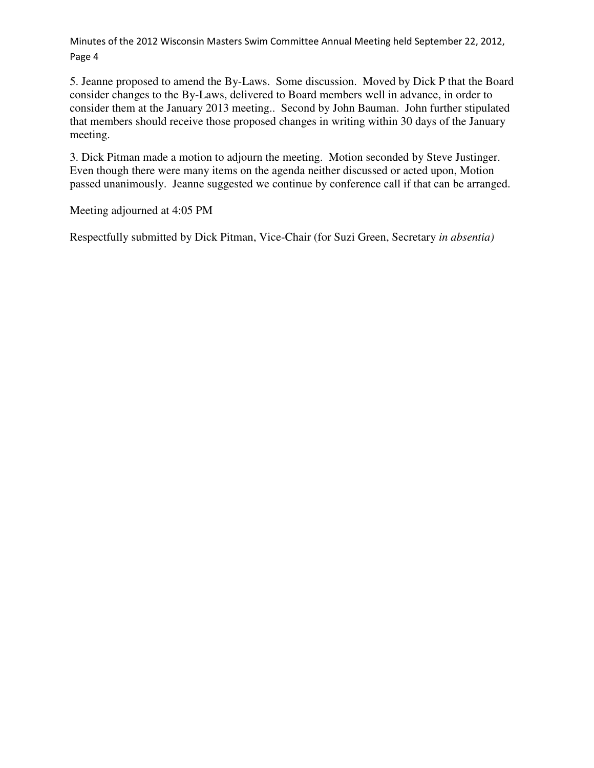5. Jeanne proposed to amend the By-Laws. Some discussion. Moved by Dick P that the Board consider changes to the By-Laws, delivered to Board members well in advance, in order to consider them at the January 2013 meeting.. Second by John Bauman. John further stipulated that members should receive those proposed changes in writing within 30 days of the January meeting.

3. Dick Pitman made a motion to adjourn the meeting. Motion seconded by Steve Justinger. Even though there were many items on the agenda neither discussed or acted upon, Motion passed unanimously. Jeanne suggested we continue by conference call if that can be arranged.

Meeting adjourned at 4:05 PM

Respectfully submitted by Dick Pitman, Vice-Chair (for Suzi Green, Secretary *in absentia)*